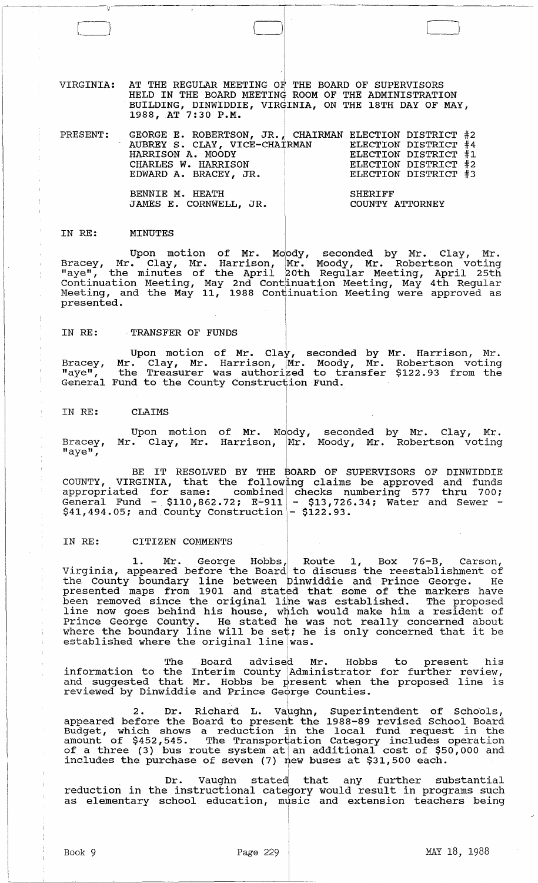VIRGINIA: AT THE REGULAR MEETING OF THE BOARD OF SUPERVISORS HELD IN THE BOARD MEETING ROOM OF THE ADMINISTRATION BUILDING, DINWIDDIE, VIRGINIA, ON THE 18TH DAY OF MAY, 1988, AT 7:30 P.M.

| PRESENT: | | |
|---|---|---|
| | GEORGE E. ROBERTSON, JR., CHAIRMAN | ELECTION DISTRICT #2 |
| | AUBREY S. CLAY, VICE-CHAIRMAN | ELECTION DISTRICT #4 |
| | HARRISON A. MOODY | ELECTION DISTRICT #1 |
| | CHARLES W. HARRISON | ELECTION DISTRICT #2 |
| | EDWARD A. BRACEY, JR. | ELECTION DISTRICT #3 |
| | BENNIE M. HEATH | SHERIFF |
| | JAMES E. CORNWELL, JR. | COUNTY ATTORNEY |

IN RE: MINUTES

Upon motion of Mr. Moody, seconded by Mr. Clay, Mr. Bracey, Mr. Clay, Mr. Harrison, Mr. Moody, Mr. Robertson voting "aye", the minutes of the April 20th Regular Meeting, April 25th Continuation Meeting, May 2nd Continuation Meeting, May 4th Regular Meeting, and the May 11, 1988 Continuation Meeting were approved as presented.

IN RE: TRANSFER OF FUNDS

Upon motion of Mr. Clay, seconded by Mr. Harrison, Mr. Bracey, Mr. Clay, Mr. Harrison, Mr. Moody, Mr. Robertson voting "aye", the Treasurer was authorized to transfer $122.93 from the General Fund to the County Construction Fund.

IN RE: CLAIMS

Upon motion of Mr. Moody, seconded by Mr. Clay, Mr. Bracey, Mr. Clay, Mr. Harrison, Mr. Moody, Mr. Robertson voting "aye",

BE IT RESOLVED BY THE BOARD OF SUPERVISORS OF DINWIDDIE COUNTY, VIRGINIA, that the following claims be approved and funds appropriated for same: combined checks numbering 577 thru 700; General Fund - $110,862.72; E-911 - $13,726.34; Water and Sewer - $41,494.05; and County Construction - $122.93.

IN RE: CITIZEN COMMENTS

1. Mr. George Hobbs, Route 1, Box 76-B, Carson, Virginia, appeared before the Board to discuss the reestablishment of the County boundary line between Dinwiddie and Prince George. He presented maps from 1901 and stated that some of the markers have been removed since the original line was established. The proposed line now goes behind his house, which would make him a resident of Prince George County. He stated he was not really concerned about where the boundary line will be set; he is only concerned that it be established where the original line was.

The Board advised Mr. Hobbs to present his information to the Interim County Administrator for further review, and suggested that Mr. Hobbs be present when the proposed line is reviewed by Dinwiddie and Prince George Counties.

2. Dr. Richard L. Vaughn, Superintendent of Schools, appeared before the Board to present the 1988-89 revised School Board Budget, which shows a reduction in the local fund request in the amount of $452,545. The Transportation Category includes operation of a three (3) bus route system at an additional cost of $50,000 and includes the purchase of seven (7) new buses at $31,500 each.

Dr. Vaughn stated that any further substantial reduction in the instructional category would result in programs such as elementary school education, music and extension teachers being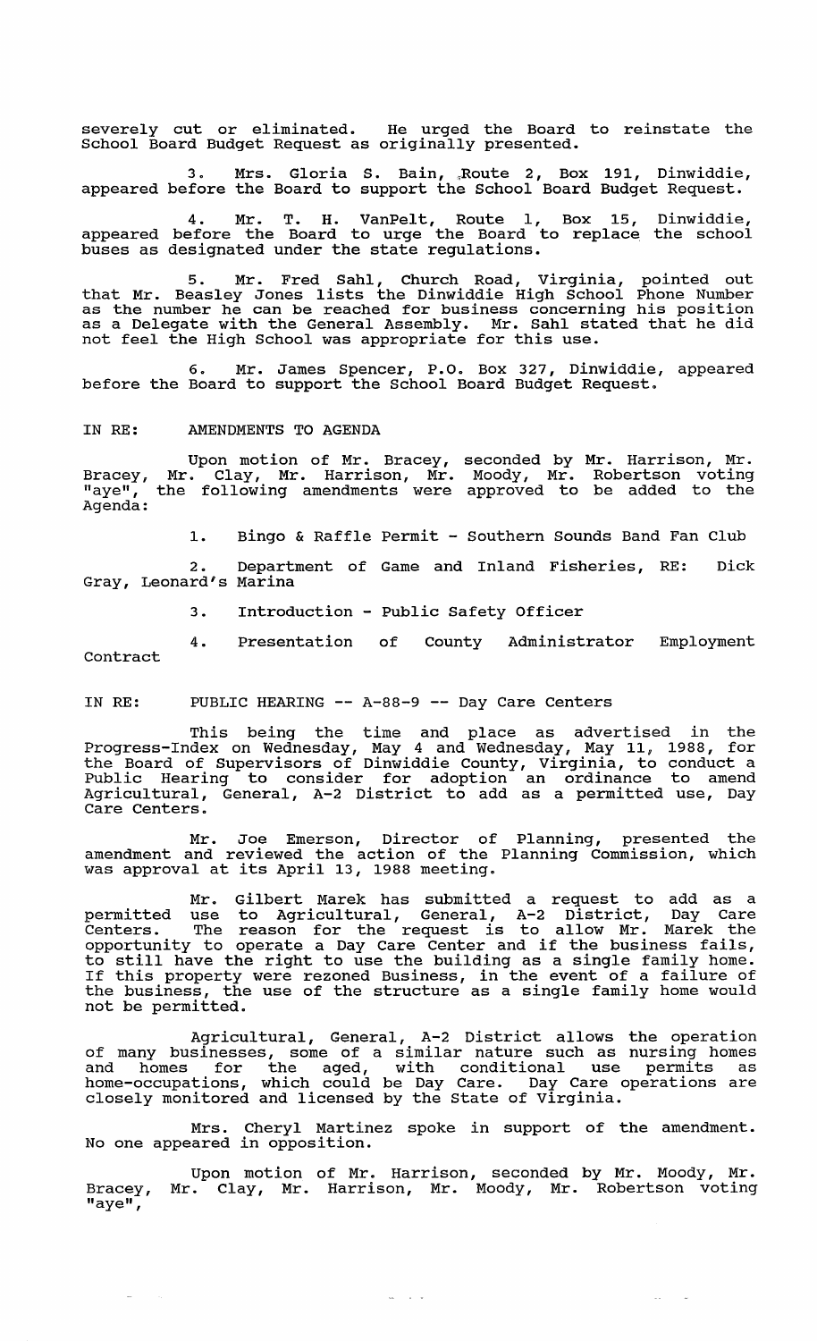severely cut or eliminated. He urged the Board to reinstate the School Board Budget Request as originally presented.

3. Mrs. Gloria S. Bain, Route 2, Box 191, Dinwiddie, appeared before the Board to support the School Board Budget Request.

4. Mr. T. H. VanPelt, Route 1, Box 15, Dinwiddie, appeared before the Board to urge the Board to replace the school buses as designated under the state regulations.

5. Mr. Fred Sahl, Church Road, Virginia, pointed out that Mr. Beasley Jones lists the Dinwiddie High School Phone Number as the number he can be reached for business concerning his position as a Delegate with the General Assembly. Mr. Sahl stated that he did not feel the High School was appropriate for this use.

6. Mr. James Spencer, P.O. Box 327, Dinwiddie, appeared before the Board to support the School Board Budget Request.

IN RE: AMENDMENTS TO AGENDA

Upon motion of Mr. Bracey, seconded by Mr. Harrison, Mr. Bracey, Mr. Clay, Mr. Harrison, Mr. Moody, Mr. Robertson voting "aye", the following amendments were approved to be added to the Agenda:

1. Bingo & Raffle Permit - Southern Sounds Band Fan Club

2. Department of Game and Inland Fisheries, RE: Dick Gray, Leonard's Marina

3. Introduction - Public Safety Officer

4. Presentation of County Administrator Employment Contract

IN RE: PUBLIC HEARING -- A-88-9 -- Day Care Centers

This being the time and place as advertised in the Progress-Index on Wednesday, May 4 and Wednesday, May 11, 1988, for the Board of Supervisors of Dinwiddie County, Virginia, to conduct a Public Hearing to consider for adoption an ordinance to amend Agricultural, General, A-2 District to add as a permitted use, Day Care Centers.

Mr. Joe Emerson, Director of Planning, presented the amendment and reviewed the action of the Planning Commission, which was approval at its April 13, 1988 meeting.

Mr. Gilbert Marek has submitted a request to add as a permitted use to Agricultural, General, A-2 District, Day Care Centers. The reason for the request is to allow Mr. Marek the opportunity to operate a Day Care Center and if the business fails, to still have the right to use the building as a single family home. If this property were rezoned Business, in the event of a failure of the business, the use of the structure as a single family home would not be permitted.

Agricultural, General, A-2 District allows the operation of many businesses, some of a similar nature such as nursing homes and homes for the aged, with conditional use permits as home-occupations, which could be Day Care. Day Care operations are closely monitored and licensed by the State of Virginia.

Mrs. Cheryl Martinez spoke in support of the amendment. No one appeared in opposition.

Upon motion of Mr. Harrison, seconded by Mr. Moody, Mr. Bracey, Mr. Clay, Mr. Harrison, Mr. Moody, Mr. Robertson voting "aye",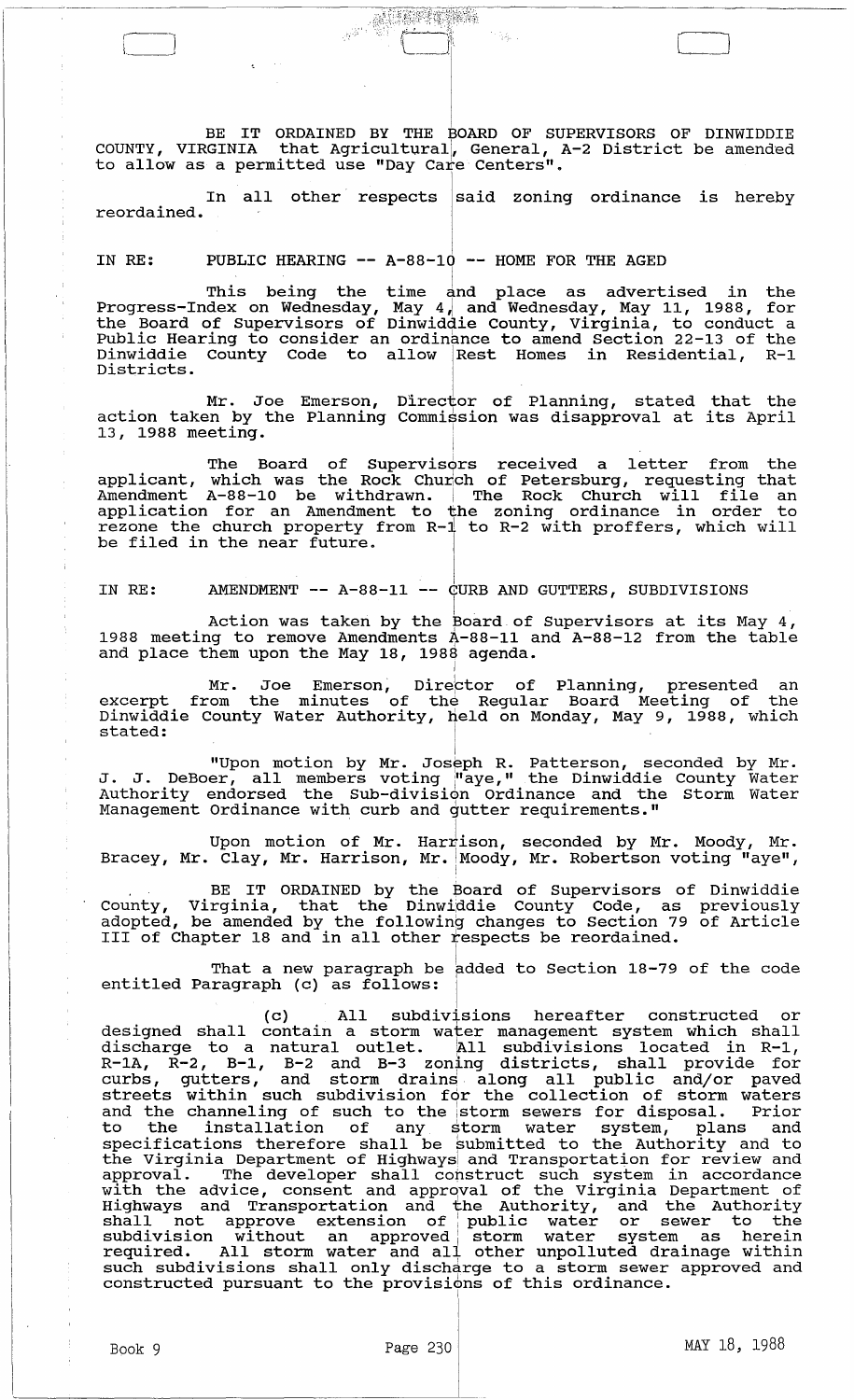BE IT ORDAINED BY THE BOARD OF SUPERVISORS OF DINWIDDIE COUNTY, VIRGINIA that Agricultural, General, A-2 District be amended to allow as a permitted use "Day Care Centers".

In all other respects said zoning ordinance is hereby reordained.

IN RE: PUBLIC HEARING -- A-88-10 -- HOME FOR THE AGED

This being the time and place as advertised in the Progress-Index on Wednesday, May 4, and Wednesday, May 11, 1988, for the Board of Supervisors of Dinwiddie County, Virginia, to conduct a Public Hearing to consider an ordinance to amend Section 22-13 of the Dinwiddie County Code to allow Rest Homes in Residential, R-1 Districts.

Mr. Joe Emerson, Director of Planning, stated that the action taken by the Planning Commission was disapproval at its April 13, 1988 meeting.

The Board of Supervisors received a letter from the applicant, which was the Rock Church of Petersburg, requesting that Amendment A-88-10 be withdrawn. The Rock Church will file an application for an Amendment to the zoning ordinance in order to rezone the church property from R-1 to R-2 with proffers, which will be filed in the near future.

IN RE: AMENDMENT -- A-88-11 -- CURB AND GUTTERS, SUBDIVISIONS

Action was taken by the Board of Supervisors at its May 4, 1988 meeting to remove Amendments A-88-11 and A-88-12 from the table and place them upon the May 18, 1988 agenda.

Mr. Joe Emerson, Director of Planning, presented an excerpt from the minutes of the Regular Board Meeting of the Dinwiddie County Water Authority, held on Monday, May 9, 1988, which stated:

"Upon motion by Mr. Joseph R. Patterson, seconded by Mr. J. J. DeBoer, all members voting "aye," the Dinwiddie County Water Authority endorsed the Sub-division Ordinance and the Storm Water Management Ordinance with curb and gutter requirements."

Upon motion of Mr. Harrison, seconded by Mr. Moody, Mr. Bracey, Mr. Clay, Mr. Harrison, Mr. Moody, Mr. Robertson voting "aye",

BE IT ORDAINED by the Board of Supervisors of Dinwiddie County, Virginia, that the Dinwiddie County Code, as previously adopted, be amended by the following changes to Section 79 of Article III of Chapter 18 and in all other respects be reordained.

That a new paragraph be added to Section 18-79 of the code entitled Paragraph (c) as follows:

(c) All subdivisions hereafter constructed or designed shall contain a storm water management system which shall discharge to a natural outlet. All subdivisions located in R-1, R-1A, R-2, B-1, B-2 and B-3 zoning districts, shall provide for curbs, gutters, and storm drains along all public and/or paved streets within such subdivision for the collection of storm waters and the channeling of such to the storm sewers for disposal. Prior to the installation of any storm water system, plans and specifications therefore shall be submitted to the Authority and to the Virginia Department of Highways and Transportation for review and approval. The developer shall construct such system in accordance with the advice, consent and approval of the Virginia Department of Highways and Transportation and the Authority, and the Authority shall not approve extension of public water or sewer to the subdivision without an approved storm water system as herein required. All storm water and all other unpolluted drainage within such subdivisions shall only discharge to a storm sewer approved and constructed pursuant to the provisions of this ordinance.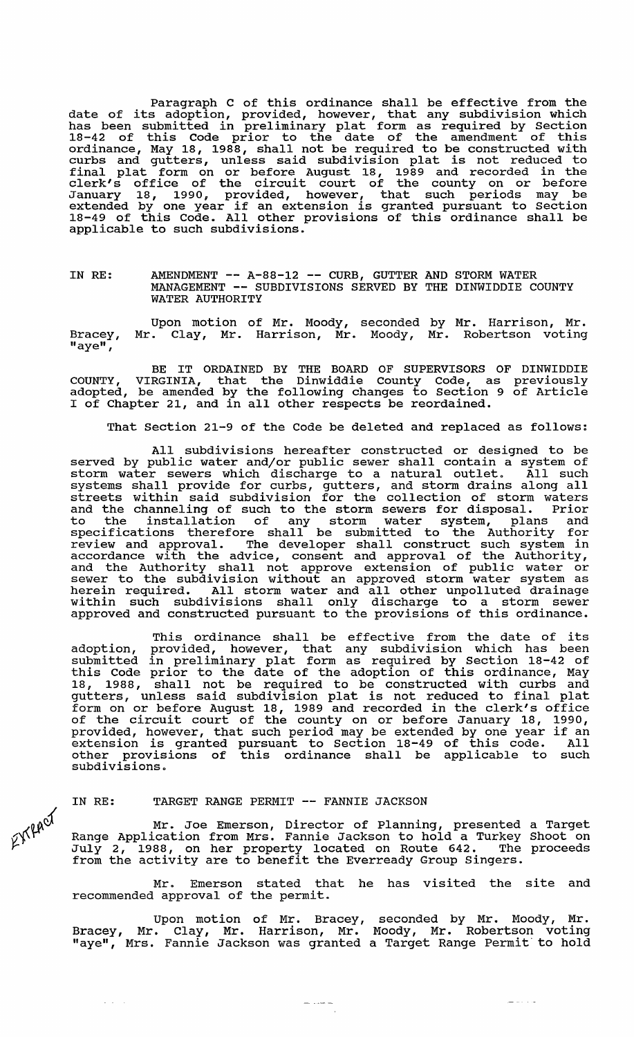Paragraph C of this ordinance shall be effective from the date of its adoption, provided, however, that any subdivision which has been submitted in preliminary plat form as required by Section 18-42 of this Code prior to the date of the amendment of this ordinance, May 18, 1988, shall not be required to be constructed with curbs and gutters, unless said subdivision plat is not reduced to final plat form on or before August 18, 1989 and recorded in the clerk's office of the circuit court of the county on or before January 18, 1990, provided, however, that such periods may be extended by one year if an extension is granted pursuant to Section 18-49 of this Code. All other provisions of this ordinance shall be applicable to such subdivisions.

IN RE: AMENDMENT -- A-88-12 -- CURB, GUTTER AND STORM WATER MANAGEMENT -- SUBDIVISIONS SERVED BY THE DINWIDDIE COUNTY WATER AUTHORITY

Upon motion of Mr. Moody, seconded by Mr. Harrison, Mr. Bracey, Mr. Clay, Mr. Harrison, Mr. Moody, Mr. Robertson voting "aye",

BE IT ORDAINED BY THE BOARD OF SUPERVISORS OF DINWIDDIE COUNTY, VIRGINIA, that the Dinwiddie County Code, as previously adopted, be amended by the following changes to Section 9 of Article I of Chapter 21, and in all other respects be reordained.

That Section 21-9 of the Code be deleted and replaced as follows:

All subdivisions hereafter constructed or designed to be served by public water and/or public sewer shall contain a system of storm water sewers which discharge to a natural outlet. All such systems shall provide for curbs, gutters, and storm drains along all streets within said subdivision for the collection of storm waters and the channeling of such to the storm sewers for disposal. Prior to the installation of any storm water system, plans and specifications therefore shall be submitted to the Authority for review and approval. The developer shall construct such system in accordance with the advice, consent and approval of the Authority, and the Authority shall not approve extension of public water or sewer to the subdivision without an approved storm water system as herein required. All storm water and all other unpolluted drainage within such subdivisions shall only discharge to a storm sewer approved and constructed pursuant to the provisions of this ordinance.

This ordinance shall be effective from the date of its adoption, provided, however, that any subdivision which has been submitted in preliminary plat form as required by Section 18-42 of this Code prior to the date of the adoption of this ordinance, May 18, 1988, shall not be required to be constructed with curbs and gutters, unless said subdivision plat is not reduced to final plat form on or before August 18, 1989 and recorded in the clerk's office of the circuit court of the county on or before January 18, 1990, provided, however, that such period may be extended by one year if an extension is granted pursuant to Section 18-49 of this code. All other provisions of this ordinance shall be applicable to such subdivisions.

EXTRACT

IN RE: TARGET RANGE PERMIT -- FANNIE JACKSON

Mr. Joe Emerson, Director of Planning, presented a Target Range Application from Mrs. Fannie Jackson to hold a Turkey Shoot on July 2, 1988, on her property located on Route 642. The proceeds from the activity are to benefit the Everready Group Singers.

Mr. Emerson stated that he has visited the site and recommended approval of the permit.

Upon motion of Mr. Bracey, seconded by Mr. Moody, Mr. Bracey, Mr. Clay, Mr. Harrison, Mr. Moody, Mr. Robertson voting "aye", Mrs. Fannie Jackson was granted a Target Range Permit to hold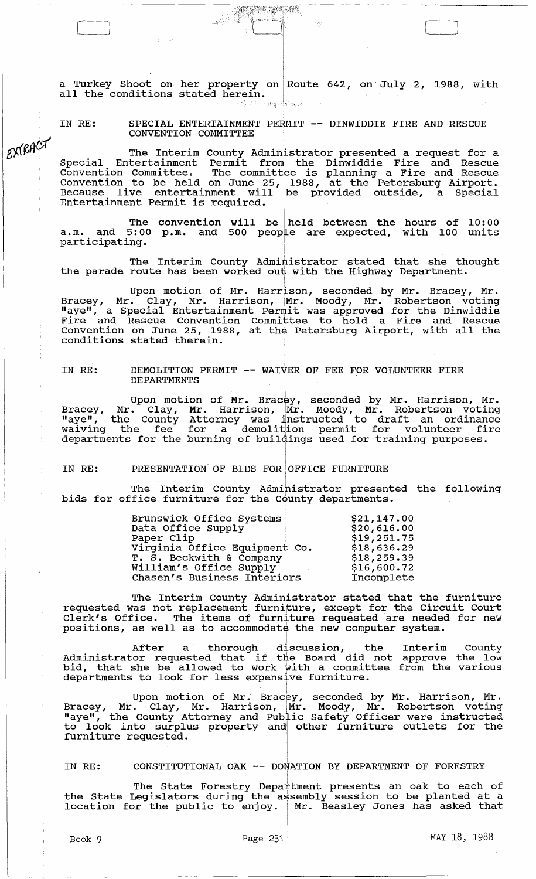a Turkey Shoot on her property on Route 642, on July 2, 1988, with all the conditions stated herein.

EXTRACT

IN RE: SPECIAL ENTERTAINMENT PERMIT -- DINWIDDIE FIRE AND RESCUE CONVENTION COMMITTEE

The Interim County Administrator presented a request for a Special Entertainment Permit from the Dinwiddie Fire and Rescue Convention Committee. The committee is planning a Fire and Rescue Convention to be held on June 25, 1988, at the Petersburg Airport. Because live entertainment will be provided outside, a Special Entertainment Permit is required.

The convention will be held between the hours of 10:00 a.m. and 5:00 p.m. and 500 people are expected, with 100 units participating.

The Interim County Administrator stated that she thought the parade route has been worked out with the Highway Department.

Upon motion of Mr. Harrison, seconded by Mr. Bracey, Mr. Bracey, Mr. Clay, Mr. Harrison, Mr. Moody, Mr. Robertson voting "aye", a Special Entertainment Permit was approved for the Dinwiddie Fire and Rescue Convention Committee to hold a Fire and Rescue Convention on June 25, 1988, at the Petersburg Airport, with all the conditions stated therein.

IN RE: DEMOLITION PERMIT -- WAIVER OF FEE FOR VOLUNTEER FIRE DEPARTMENTS

Upon motion of Mr. Bracey, seconded by Mr. Harrison, Mr. Bracey, Mr. Clay, Mr. Harrison, Mr. Moody, Mr. Robertson voting "aye", the County Attorney was instructed to draft an ordinance waiving the fee for a demolition permit for volunteer fire departments for the burning of buildings used for training purposes.

IN RE: PRESENTATION OF BIDS FOR OFFICE FURNITURE

The Interim County Administrator presented the following bids for office furniture for the County departments.

| | |
|---|---|
| Brunswick Office Systems | $21,147.00 |
| Data Office Supply | $20,616.00 |
| Paper Clip | $19,251.75 |
| Virginia Office Equipment Co. | $18,636.29 |
| T. S. Beckwith & Company | $18,259.39 |
| William's Office Supply | $16,600.72 |
| Chasen's Business Interiors | Incomplete |

The Interim County Administrator stated that the furniture requested was not replacement furniture, except for the Circuit Court Clerk's Office. The items of furniture requested are needed for new positions, as well as to accommodate the new computer system.

After a thorough discussion, the Interim County Administrator requested that if the Board did not approve the low bid, that she be allowed to work with a committee from the various departments to look for less expensive furniture.

Upon motion of Mr. Bracey, seconded by Mr. Harrison, Mr. Bracey, Mr. Clay, Mr. Harrison, Mr. Moody, Mr. Robertson voting "aye", the County Attorney and Public Safety Officer were instructed to look into surplus property and other furniture outlets for the furniture requested.

IN RE: CONSTITUTIONAL OAK -- DONATION BY DEPARTMENT OF FORESTRY

The State Forestry Department presents an oak to each of the State Legislators during the assembly session to be planted at a location for the public to enjoy. Mr. Beasley Jones has asked that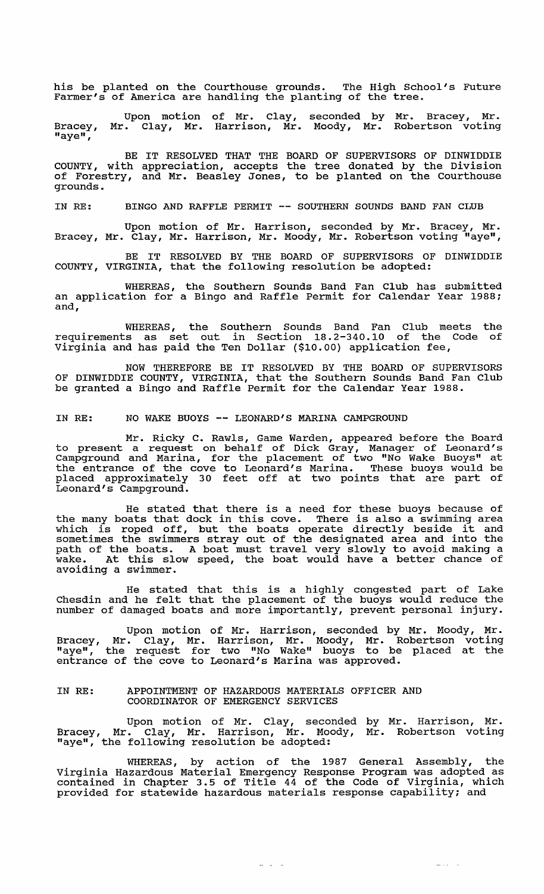his be planted on the Courthouse grounds. The High School's Future Farmer's of America are handling the planting of the tree.

Upon motion of Mr. Clay, seconded by Mr. Bracey, Mr. Bracey, Mr. Clay, Mr. Harrison, Mr. Moody, Mr. Robertson voting "aye",

BE IT RESOLVED THAT THE BOARD OF SUPERVISORS OF DINWIDDIE COUNTY, with appreciation, accepts the tree donated by the Division of Forestry, and Mr. Beasley Jones, to be planted on the Courthouse grounds.

IN RE: BINGO AND RAFFLE PERMIT -- SOUTHERN SOUNDS BAND FAN CLUB

Upon motion of Mr. Harrison, seconded by Mr. Bracey, Mr. Bracey, Mr. Clay, Mr. Harrison, Mr. Moody, Mr. Robertson voting "aye",

BE IT RESOLVED BY THE BOARD OF SUPERVISORS OF DINWIDDIE COUNTY, VIRGINIA, that the following resolution be adopted:

WHEREAS, the Southern Sounds Band Fan Club has submitted an application for a Bingo and Raffle Permit for Calendar Year 1988; and,

WHEREAS, the Southern Sounds Band Fan Club meets the requirements as set out in Section 18.2-340.10 of the Code of Virginia and has paid the Ten Dollar ($10.00) application fee,

NOW THEREFORE BE IT RESOLVED BY THE BOARD OF SUPERVISORS OF DINWIDDIE COUNTY, VIRGINIA, that the Southern Sounds Band Fan Club be granted a Bingo and Raffle Permit for the Calendar Year 1988.

IN RE: NO WAKE BUOYS -- LEONARD'S MARINA CAMPGROUND

Mr. Ricky C. Rawls, Game Warden, appeared before the Board to present a request on behalf of Dick Gray, Manager of Leonard's Campground and Marina, for the placement of two "No Wake Buoys" at the entrance of the cove to Leonard's Marina. These buoys would be placed approximately 30 feet off at two points that are part of Leonard's Campground.

He stated that there is a need for these buoys because of the many boats that dock in this cove. There is also a swimming area which is roped off, but the boats operate directly beside it and sometimes the swimmers stray out of the designated area and into the path of the boats. A boat must travel very slowly to avoid making a wake. At this slow speed, the boat would have a better chance of avoiding a swimmer.

He stated that this is a highly congested part of Lake Chesdin and he felt that the placement of the buoys would reduce the number of damaged boats and more importantly, prevent personal injury.

Upon motion of Mr. Harrison, seconded by Mr. Moody, Mr. Bracey, Mr. Clay, Mr. Harrison, Mr. Moody, Mr. Robertson voting "aye", the request for two "No Wake" buoys to be placed at the entrance of the cove to Leonard's Marina was approved.

IN RE: APPOINTMENT OF HAZARDOUS MATERIALS OFFICER AND COORDINATOR OF EMERGENCY SERVICES

Upon motion of Mr. Clay, seconded by Mr. Harrison, Mr. Bracey, Mr. Clay, Mr. Harrison, Mr. Moody, Mr. Robertson voting "aye", the following resolution be adopted:

WHEREAS, by action of the 1987 General Assembly, the Virginia Hazardous Material Emergency Response Program was adopted as contained in Chapter 3.5 of Title 44 of the Code of Virginia, which provided for statewide hazardous materials response capability; and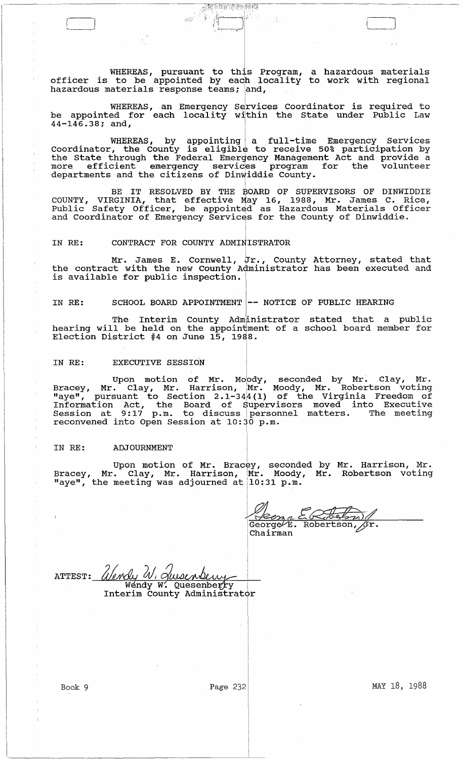WHEREAS, pursuant to this Program, a hazardous materials officer is to be appointed by each locality to work with regional hazardous materials response teams; and,

WHEREAS, an Emergency Services Coordinator is required to be appointed for each locality within the State under Public Law 44-146.38; and,

WHEREAS, by appointing a full-time Emergency Services Coordinator, the County is eligible to receive 50% participation by the State through the Federal Emergency Management Act and provide a more efficient emergency services program for the volunteer departments and the citizens of Dinwiddie County.

BE IT RESOLVED BY THE BOARD OF SUPERVISORS OF DINWIDDIE COUNTY, VIRGINIA, that effective May 16, 1988, Mr. James C. Rice, Public Safety Officer, be appointed as Hazardous Materials Officer and Coordinator of Emergency Services for the County of Dinwiddie.

IN RE: CONTRACT FOR COUNTY ADMINISTRATOR

Mr. James E. Cornwell, Jr., County Attorney, stated that the contract with the new County Administrator has been executed and is available for public inspection.

IN RE: SCHOOL BOARD APPOINTMENT -- NOTICE OF PUBLIC HEARING

The Interim County Administrator stated that a public hearing will be held on the appointment of a school board member for Election District #4 on June 15, 1988.

IN RE: EXECUTIVE SESSION

Upon motion of Mr. Moody, seconded by Mr. Clay, Mr. Bracey, Mr. Clay, Mr. Harrison, Mr. Moody, Mr. Robertson voting "aye", pursuant to Section 2.1-344(1) of the Virginia Freedom of Information Act, the Board of Supervisors moved into Executive Session at 9:17 p.m. to discuss personnel matters. The meeting reconvened into Open Session at 10:30 p.m.

IN RE: ADJOURNMENT

Upon motion of Mr. Bracey, seconded by Mr. Harrison, Mr. Bracey, Mr. Clay, Mr. Harrison, Mr. Moody, Mr. Robertson voting "aye", the meeting was adjourned at 10:31 p.m.

George E. Robertson, Jr.
Chairman

ATTEST: Wendy W. Quesenberry
Interim County Administrator

Book 9 | Page 232 | MAY 18, 1988